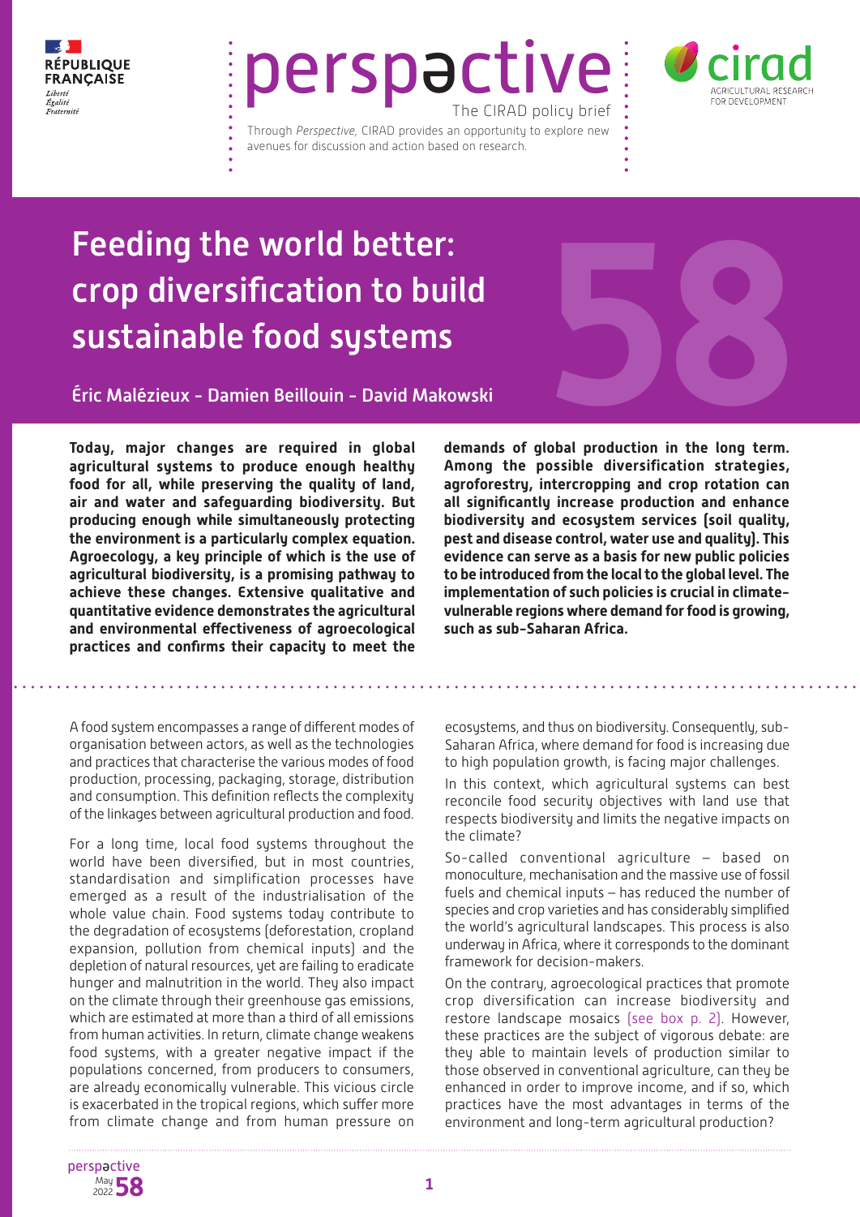RÉPUBLIQUE FRANÇAISE
*Liberté Égalité Fraternité*

# perspective

The CIRAD policy brief

Through *Perspective,* CIRAD provides an opportunity to explore new avenues for discussion and action based on research.

cirad AGRICULTURAL RESEARCH FOR DEVELOPMENT

# Feeding the world better: crop diversification to build sustainable food systems

58

## Éric Malézieux - Damien Beillouin - David Makowski

**Today, major changes are required in global agricultural systems to produce enough healthy food for all, while preserving the quality of land, air and water and safeguarding biodiversity. But producing enough while simultaneously protecting the environment is a particularly complex equation. Agroecology, a key principle of which is the use of agricultural biodiversity, is a promising pathway to achieve these changes. Extensive qualitative and quantitative evidence demonstrates the agricultural and environmental effectiveness of agroecological practices and confirms their capacity to meet the demands of global production in the long term. Among the possible diversification strategies, agroforestry, intercropping and crop rotation can all significantly increase production and enhance biodiversity and ecosystem services (soil quality, pest and disease control, water use and quality). This evidence can serve as a basis for new public policies to be introduced from the local to the global level. The implementation of such policies is crucial in climate-vulnerable regions where demand for food is growing, such as sub-Saharan Africa.**

A food system encompasses a range of different modes of organisation between actors, as well as the technologies and practices that characterise the various modes of food production, processing, packaging, storage, distribution and consumption. This definition reflects the complexity of the linkages between agricultural production and food.

For a long time, local food systems throughout the world have been diversified, but in most countries, standardisation and simplification processes have emerged as a result of the industrialisation of the whole value chain. Food systems today contribute to the degradation of ecosystems (deforestation, cropland expansion, pollution from chemical inputs) and the depletion of natural resources, yet are failing to eradicate hunger and malnutrition in the world. They also impact on the climate through their greenhouse gas emissions, which are estimated at more than a third of all emissions from human activities. In return, climate change weakens food systems, with a greater negative impact if the populations concerned, from producers to consumers, are already economically vulnerable. This vicious circle is exacerbated in the tropical regions, which suffer more from climate change and from human pressure on ecosystems, and thus on biodiversity. Consequently, sub-Saharan Africa, where demand for food is increasing due to high population growth, is facing major challenges.

In this context, which agricultural systems can best reconcile food security objectives with land use that respects biodiversity and limits the negative impacts on the climate?

So-called conventional agriculture – based on monoculture, mechanisation and the massive use of fossil fuels and chemical inputs – has reduced the number of species and crop varieties and has considerably simplified the world's agricultural landscapes. This process is also underway in Africa, where it corresponds to the dominant framework for decision-makers.

On the contrary, agroecological practices that promote crop diversification can increase biodiversity and restore landscape mosaics (see box p. 2). However, these practices are the subject of vigorous debate: are they able to maintain levels of production similar to those observed in conventional agriculture, can they be enhanced in order to improve income, and if so, which practices have the most advantages in terms of the environment and long-term agricultural production?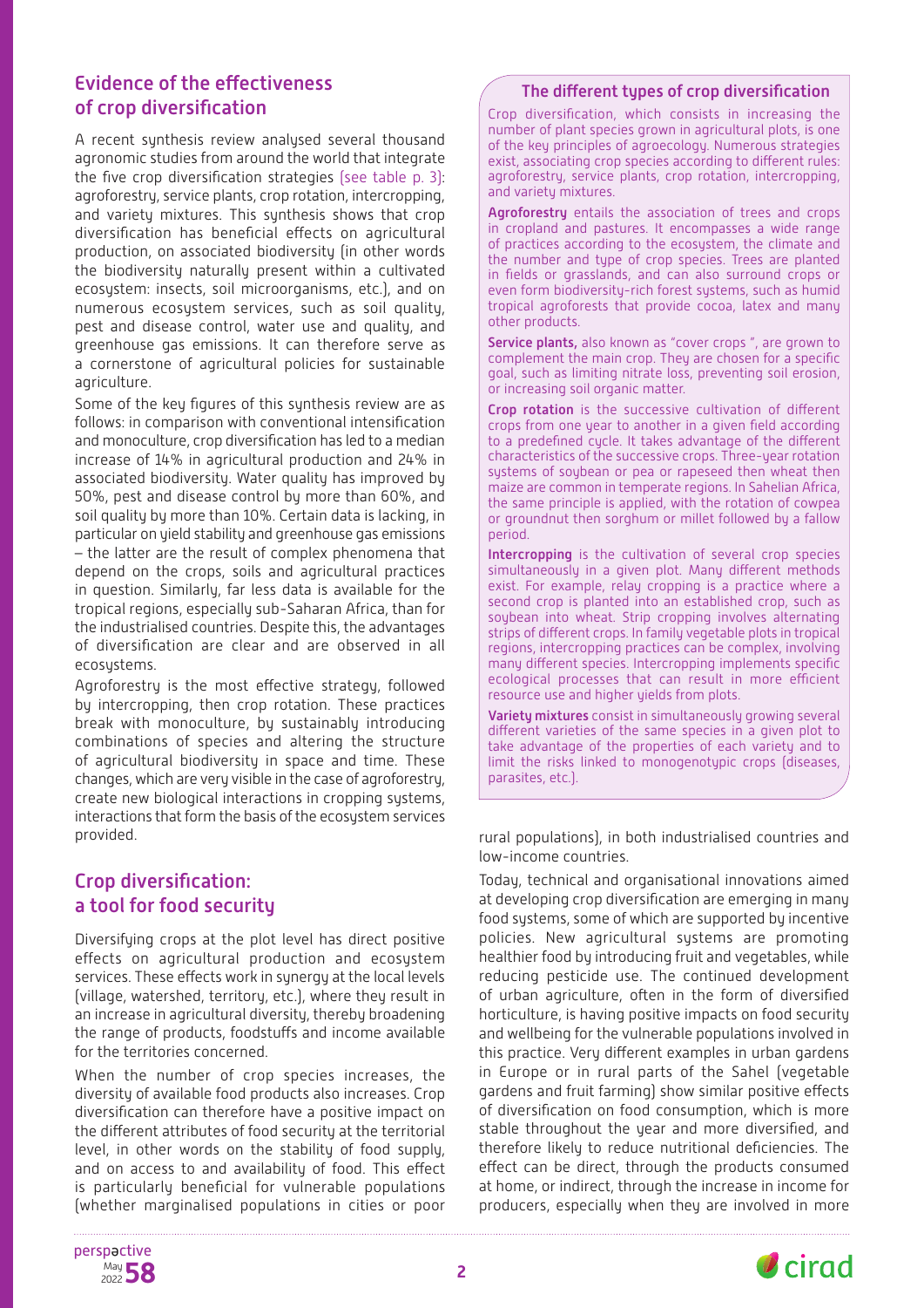## Evidence of the effectiveness of crop diversification

A recent synthesis review analysed several thousand agronomic studies from around the world that integrate the five crop diversification strategies (see table p. 3): agroforestry, service plants, crop rotation, intercropping, and variety mixtures. This synthesis shows that crop diversification has beneficial effects on agricultural production, on associated biodiversity (in other words the biodiversity naturally present within a cultivated ecosystem: insects, soil microorganisms, etc.), and on numerous ecosystem services, such as soil quality, pest and disease control, water use and quality, and greenhouse gas emissions. It can therefore serve as a cornerstone of agricultural policies for sustainable agriculture.

Some of the key figures of this synthesis review are as follows: in comparison with conventional intensification and monoculture, crop diversification has led to a median increase of 14% in agricultural production and 24% in associated biodiversity. Water quality has improved by 50%, pest and disease control by more than 60%, and soil quality by more than 10%. Certain data is lacking, in particular on yield stability and greenhouse gas emissions – the latter are the result of complex phenomena that depend on the crops, soils and agricultural practices in question. Similarly, far less data is available for the tropical regions, especially sub-Saharan Africa, than for the industrialised countries. Despite this, the advantages of diversification are clear and are observed in all ecosystems.

Agroforestry is the most effective strategy, followed by intercropping, then crop rotation. These practices break with monoculture, by sustainably introducing combinations of species and altering the structure of agricultural biodiversity in space and time. These changes, which are very visible in the case of agroforestry, create new biological interactions in cropping systems, interactions that form the basis of the ecosystem services provided.

## Crop diversification: a tool for food security

Diversifying crops at the plot level has direct positive effects on agricultural production and ecosystem services. These effects work in synergy at the local levels (village, watershed, territory, etc.), where they result in an increase in agricultural diversity, thereby broadening the range of products, foodstuffs and income available for the territories concerned.

When the number of crop species increases, the diversity of available food products also increases. Crop diversification can therefore have a positive impact on the different attributes of food security at the territorial level, in other words on the stability of food supply, and on access to and availability of food. This effect is particularly beneficial for vulnerable populations (whether marginalised populations in cities or poor rural populations), in both industrialised countries and low-income countries.

Today, technical and organisational innovations aimed at developing crop diversification are emerging in many food systems, some of which are supported by incentive policies. New agricultural systems are promoting healthier food by introducing fruit and vegetables, while reducing pesticide use. The continued development of urban agriculture, often in the form of diversified horticulture, is having positive impacts on food security and wellbeing for the vulnerable populations involved in this practice. Very different examples in urban gardens in Europe or in rural parts of the Sahel (vegetable gardens and fruit farming) show similar positive effects of diversification on food consumption, which is more stable throughout the year and more diversified, and therefore likely to reduce nutritional deficiencies. The effect can be direct, through the products consumed at home, or indirect, through the increase in income for producers, especially when they are involved in more

### The different types of crop diversification

Crop diversification, which consists in increasing the number of plant species grown in agricultural plots, is one of the key principles of agroecology. Numerous strategies exist, associating crop species according to different rules: agroforestry, service plants, crop rotation, intercropping, and variety mixtures.

**Agroforestry** entails the association of trees and crops in cropland and pastures. It encompasses a wide range of practices according to the ecosystem, the climate and the number and type of crop species. Trees are planted in fields or grasslands, and can also surround crops or even form biodiversity-rich forest systems, such as humid tropical agroforests that provide cocoa, latex and many other products.

**Service plants,** also known as "cover crops ", are grown to complement the main crop. They are chosen for a specific goal, such as limiting nitrate loss, preventing soil erosion, or increasing soil organic matter.

**Crop rotation** is the successive cultivation of different crops from one year to another in a given field according to a predefined cycle. It takes advantage of the different characteristics of the successive crops. Three-year rotation systems of soybean or pea or rapeseed then wheat then maize are common in temperate regions. In Sahelian Africa, the same principle is applied, with the rotation of cowpea or groundnut then sorghum or millet followed by a fallow period.

**Intercropping** is the cultivation of several crop species simultaneously in a given plot. Many different methods exist. For example, relay cropping is a practice where a second crop is planted into an established crop, such as soybean into wheat. Strip cropping involves alternating strips of different crops. In family vegetable plots in tropical regions, intercropping practices can be complex, involving many different species. Intercropping implements specific ecological processes that can result in more efficient resource use and higher yields from plots.

**Variety mixtures** consist in simultaneously growing several different varieties of the same species in a given plot to take advantage of the properties of each variety and to limit the risks linked to monogenotypic crops (diseases, parasites, etc.).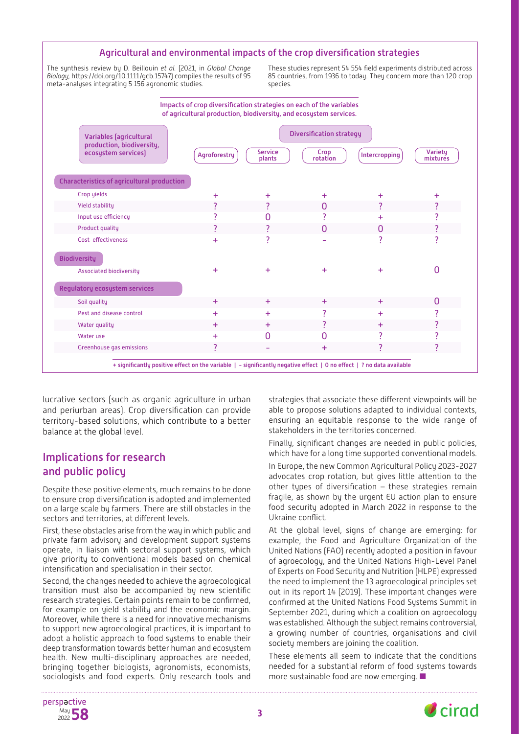### Agricultural and environmental impacts of the crop diversification strategies

The synthesis review by D. Beillouin *et al.* (2021, in *Global Change Biology*, https://doi.org/10.1111/gcb.15747) compiles the results of 95 meta-analyses integrating 5 156 agronomic studies.

These studies represent 54 554 field experiments distributed across 85 countries, from 1936 to today. They concern more than 120 crop species.

**Impacts of crop diversification strategies on each of the variables of agricultural production, biodiversity, and ecosystem services.**

| Variables (agricultural production, biodiversity, ecosystem services) | Diversification strategy | | | | |
|---|---|---|---|---|---|
| | Agroforestry | Service plants | Crop rotation | Intercropping | Variety mixtures |
| **Characteristics of agricultural production** | | | | | |
| Crop yields | + | + | + | + | + |
| Yield stability | ? | ? | 0 | ? | ? |
| Input use efficiency | ? | 0 | ? | + | ? |
| Product quality | ? | ? | 0 | 0 | ? |
| Cost-effectiveness | + | ? | - | ? | ? |
| **Biodiversity** | | | | | |
| Associated biodiversity | + | + | + | + | 0 |
| **Regulatory ecosystem services** | | | | | |
| Soil quality | + | + | + | + | 0 |
| Pest and disease control | + | + | ? | + | ? |
| Water quality | + | + | ? | + | ? |
| Water use | + | 0 | 0 | ? | ? |
| Greenhouse gas emissions | ? | - | + | ? | ? |

**+ significantly positive effect on the variable | - significantly negative effect | 0 no effect | ? no data available**

lucrative sectors (such as organic agriculture in urban and periurban areas). Crop diversification can provide territory-based solutions, which contribute to a better balance at the global level.

## Implications for research and public policy

Despite these positive elements, much remains to be done to ensure crop diversification is adopted and implemented on a large scale by farmers. There are still obstacles in the sectors and territories, at different levels.

First, these obstacles arise from the way in which public and private farm advisory and development support systems operate, in liaison with sectoral support systems, which give priority to conventional models based on chemical intensification and specialisation in their sector.

Second, the changes needed to achieve the agroecological transition must also be accompanied by new scientific research strategies. Certain points remain to be confirmed, for example on yield stability and the economic margin. Moreover, while there is a need for innovative mechanisms to support new agroecological practices, it is important to adopt a holistic approach to food systems to enable their deep transformation towards better human and ecosystem health. New multi-disciplinary approaches are needed, bringing together biologists, agronomists, economists, sociologists and food experts. Only research tools and strategies that associate these different viewpoints will be able to propose solutions adapted to individual contexts, ensuring an equitable response to the wide range of stakeholders in the territories concerned.

Finally, significant changes are needed in public policies, which have for a long time supported conventional models.

In Europe, the new Common Agricultural Policy 2023-2027 advocates crop rotation, but gives little attention to the other types of diversification – these strategies remain fragile, as shown by the urgent EU action plan to ensure food security adopted in March 2022 in response to the Ukraine conflict.

At the global level, signs of change are emerging: for example, the Food and Agriculture Organization of the United Nations (FAO) recently adopted a position in favour of agroecology, and the United Nations High-Level Panel of Experts on Food Security and Nutrition (HLPE) expressed the need to implement the 13 agroecological principles set out in its report 14 (2019). These important changes were confirmed at the United Nations Food Systems Summit in September 2021, during which a coalition on agroecology was established. Although the subject remains controversial, a growing number of countries, organisations and civil society members are joining the coalition.

These elements all seem to indicate that the conditions needed for a substantial reform of food systems towards more sustainable food are now emerging. ■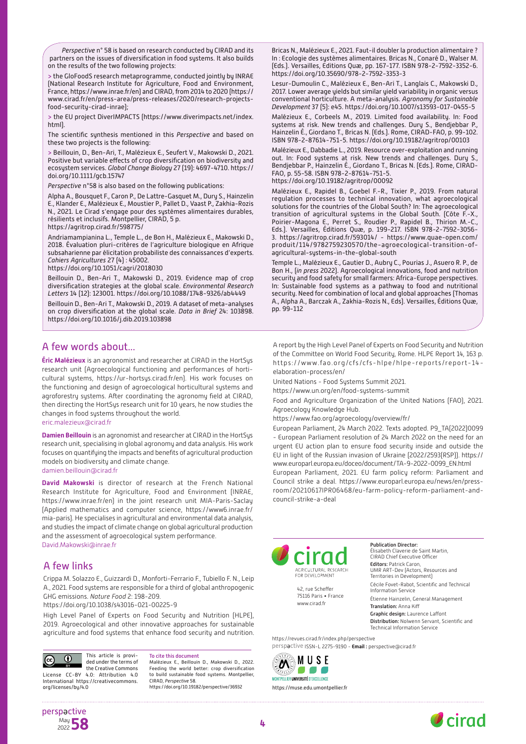*Perspective* n° 58 is based on research conducted by CIRAD and its partners on the issues of diversification in food systems. It also builds on the results of the two following projects:

> the GloFoodS research metaprogramme, conducted jointly by INRAE (National Research Institute for Agriculture, Food and Environment, France, https://www.inrae.fr/en) and CIRAD, from 2014 to 2020 (https://www.cirad.fr/en/press-area/press-releases/2020/research-projects-food-security-cirad-inrae);

> the EU project DiverIMPACTS (https://www.diverimpacts.net/index.html).

The scientific synthesis mentioned in this *Perspective* and based on these two projects is the following:

> Beillouin, D., Ben-Ari, T., Malézieux E., Seufert V., Makowski D., 2021. Positive but variable effects of crop diversification on biodiversity and ecosystem services. *Global Change Biology* 27 (19): 4697-4710. https://doi.org/10.1111/gcb.15747

*Perspective* n°58 is also based on the following publications:

Alpha A., Bousquet F., Caron P., De Lattre-Gasquet M., Dury S., Hainzelin E., Klander E., Malézieux E., Moustier P., Pallet D., Vaast P., Zakhia-Rozis N., 2021. Le Cirad s'engage pour des systèmes alimentaires durables, résilients et inclusifs. Montpellier, CIRAD, 5 p. https://agritrop.cirad.fr/598775/

Andriamampianina L., Temple L., de Bon H., Malézieux E., Makowski D., 2018. Évaluation pluri-critères de l'agriculture biologique en Afrique subsaharienne par élicitation probabiliste des connaissances d'experts. *Cahiers Agricultures* 27 (4) : 45002. https://doi.org/10.1051/cagri/2018030

Beillouin D., Ben-Ari T., Makowski D., 2019. Evidence map of crop diversification strategies at the global scale. *Environmental Research Letters* 14 (12): 123001. https://doi.org/10.1088/1748-9326/ab4449

Beillouin D., Ben-Ari T., Makowski D., 2019. A dataset of meta-analyses on crop diversification at the global scale. *Data in Brief* 24: 103898. https://doi.org/10.1016/j.dib.2019.103898

Bricas N., Malézieux E., 2021. Faut-il doubler la production alimentaire ? In : Écologie des systèmes alimentaires. Bricas N., Conaré D., Walser M. (Eds.). Versailles, Éditions Quæ, pp. 167-177. ISBN 978-2-7592-3352-6. https://doi.org/10.35690/978-2-7592-3353-3

Lesur-Dumoulin C., Malézieux E., Ben-Ari T., Langlais C., Makowski D., 2017. Lower average yields but similar yield variability in organic versus conventional horticulture. A meta-analysis. *Agronomy for Sustainable Development* 37 (5): e45. https://doi.org/10.1007/s13593-017-0455-5

Malézieux E., Corbeels M., 2019. Limited food availability. In: Food systems at risk. New trends and challenges. Dury S., Bendjebbar P., Hainzelin É., Giordano T., Bricas N. (Eds.). Rome, CIRAD-FAO, p. 99-102. ISBN 978-2-87614-751-5. https://doi.org/10.19182/agritrop/00103

Malézieux E., Dabbadie L., 2019. Resource over-exploitation and running out. In: Food systems at risk. New trends and challenges. Dury S., Bendjebbar P., Hainzelin É., Giordano T., Bricas N. (Eds.). Rome, CIRAD-FAO, p. 55-58. ISBN 978-2-87614-751-5. https://doi.org/10.19182/agritrop/00092

Malézieux E., Rapidel B., Goebel F.-R., Tixier P., 2019. From natural regulation processes to technical innovation, what agroecological solutions for the countries of the Global South? In: The agroecological transition of agricultural systems in the Global South. (Côte F.-X., Poirier-Magona E., Perret S., Roudier P., Rapidel B., Thirion M.-C., Eds.). Versailles, Éditions Quæ, p. 199-217. ISBN 978-2-7592-3056-3. https://agritrop.cirad.fr/593014/ - https://www.quae-open.com/produit/114/9782759230570/the-agroecological-transition-of-agricultural-systems-in-the-global-south

Temple L., Malézieux E., Gautier D., Aubry C., Pourias J., Asuero R. P., de Bon H., (*in press* 2022). Agroecological innovations, food and nutrition security and food safety for small farmers: Africa-Europe perspectives. In: Sustainable food systems as a pathway to food and nutritional security. Need for combination of local and global approaches (Thomas A., Alpha A., Barczak A., Zakhia-Rozis N., Eds). Versailles, Éditions Quæ, pp. 99-112

## A few words about...

**Éric Malézieux** is an agronomist and researcher at CIRAD in the HortSys research unit (Agroecological functioning and performances of horticultural systems, https://ur-hortsys.cirad.fr/en). His work focuses on the functioning and design of agroecological horticultural systems and agroforestry systems. After coordinating the agronomy field at CIRAD, then directing the HortSys research unit for 10 years, he now studies the changes in food systems throughout the world.
eric.malezieux@cirad.fr

**Damien Beillouin** is an agronomist and researcher at CIRAD in the HortSys research unit, specialising in global agronomy and data analysis. His work focuses on quantifying the impacts and benefits of agricultural production models on biodiversity and climate change.
damien.beillouin@cirad.fr

**David Makowski** is director of research at the French National Research Institute for Agriculture, Food and Environment (INRAE, https://www.inrae.fr/en) in the joint research unit MIA-Paris-Saclay (Applied mathematics and computer science, https://www6.inrae.fr/mia-paris). He specialises in agricultural and environmental data analysis, and studies the impact of climate change on global agricultural production and the assessment of agroecological system performance.
David.Makowski@inrae.fr

## A few links

Crippa M. Solazzo E., Guizzardi D., Monforti-Ferrario F., Tubiello F. N., Leip A., 2021. Food systems are responsible for a third of global anthropogenic GHG emissions. *Nature Food* 2: 198-209. https://doi.org/10.1038/s43016-021-00225-9

High Level Panel of Experts on Food Security and Nutrition (HLPE), 2019. Agroecological and other innovative approaches for sustainable agriculture and food systems that enhance food security and nutrition. A report by the High Level Panel of Experts on Food Security and Nutrition of the Committee on World Food Security, Rome. HLPE Report 14, 163 p. https://www.fao.org/cfs/cfs-hlpe/hlpe-reports/report-14-elaboration-process/en/

United Nations - Food Systems Summit 2021.
https://www.un.org/en/food-systems-summit

Food and Agriculture Organization of the United Nations (FAO), 2021. Agroecology Knowledge Hub.
https://www.fao.org/agroecology/overview/fr/

European Parliament, 24 March 2022. Texts adopted. P9_TA(2022)0099 - European Parliament resolution of 24 March 2022 on the need for an urgent EU action plan to ensure food security inside and outside the EU in light of the Russian invasion of Ukraine (2022/2593(RSP)). https://www.europarl.europa.eu/doceo/document/TA-9-2022-0099_EN.html

European Parliament, 2021. EU farm policy reform: Parliament and Council strike a deal. https://www.europarl.europa.eu/news/en/press-room/20210617IPR06468/eu-farm-policy-reform-parliament-and-council-strike-a-deal

This article is provided under the terms of the Creative Commons License CC-BY 4.0: Attribution 4.0 International https://creativecommons.org/licenses/by/4.0

**To cite this document**
Malézieux E., Beillouin D., Makowski D., 2022. Feeding the world better: crop diversification to build sustainable food systems. Montpellier, CIRAD, *Perspective* 58.
https://doi.org/10.19182/perspective/36932

cirad
AGRICULTURAL RESEARCH FOR DEVELOPMENT
42, rue Scheffer
75116 Paris • France
www.cirad.fr

**Publication Director:** Élisabeth Claverie de Saint Martin, CIRAD Chief Executive Officer
**Editors:** Patrick Caron, UMR ART-Dev (Actors, Resources and Territories in Development)
Cécile Fovet-Rabot, Scientific and Technical Information Service
Étienne Hainzelin, General Management
**Translation:** Anna Kiff
**Graphic design:** Laurence Laffont
**Distribution:** Nolwenn Servant, Scientific and Technical Information Service

https://revues.cirad.fr/index.php/perspective
perspective ISSN-L 2275-9190 - **Email :** perspective@cirad.fr

MUSE
MONTPELLIER UNIVERSITÉ D'EXCELLENCE
https://muse.edu.umontpellier.fr